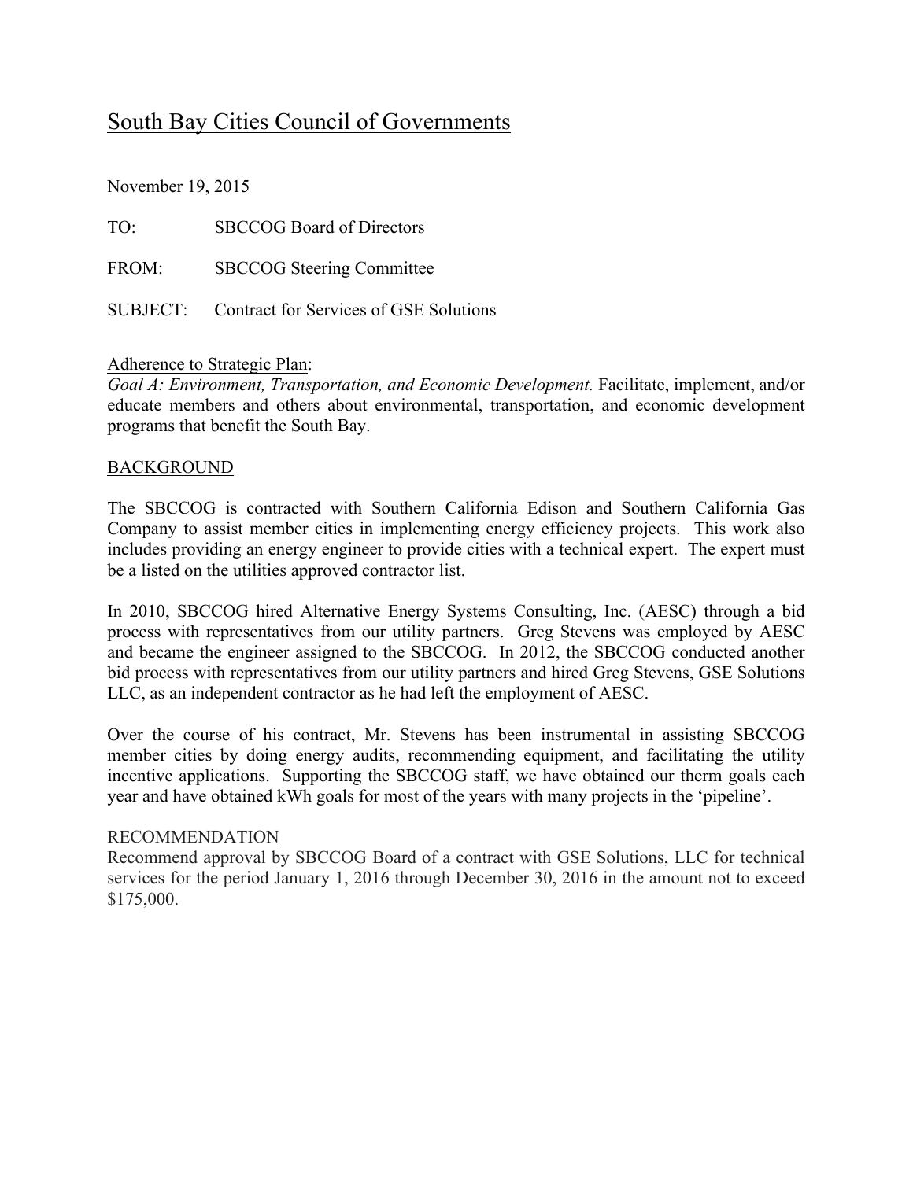# South Bay Cities Council of Governments

November 19, 2015

TO: SBCCOG Board of Directors

FROM: SBCCOG Steering Committee

SUBJECT: Contract for Services of GSE Solutions

Adherence to Strategic Plan:
*Goal A: Environment, Transportation, and Economic Development.* Facilitate, implement, and/or educate members and others about environmental, transportation, and economic development programs that benefit the South Bay.

## BACKGROUND

The SBCCOG is contracted with Southern California Edison and Southern California Gas Company to assist member cities in implementing energy efficiency projects. This work also includes providing an energy engineer to provide cities with a technical expert. The expert must be a listed on the utilities approved contractor list.

In 2010, SBCCOG hired Alternative Energy Systems Consulting, Inc. (AESC) through a bid process with representatives from our utility partners. Greg Stevens was employed by AESC and became the engineer assigned to the SBCCOG. In 2012, the SBCCOG conducted another bid process with representatives from our utility partners and hired Greg Stevens, GSE Solutions LLC, as an independent contractor as he had left the employment of AESC.

Over the course of his contract, Mr. Stevens has been instrumental in assisting SBCCOG member cities by doing energy audits, recommending equipment, and facilitating the utility incentive applications. Supporting the SBCCOG staff, we have obtained our therm goals each year and have obtained kWh goals for most of the years with many projects in the 'pipeline'.

## RECOMMENDATION

Recommend approval by SBCCOG Board of a contract with GSE Solutions, LLC for technical services for the period January 1, 2016 through December 30, 2016 in the amount not to exceed $175,000.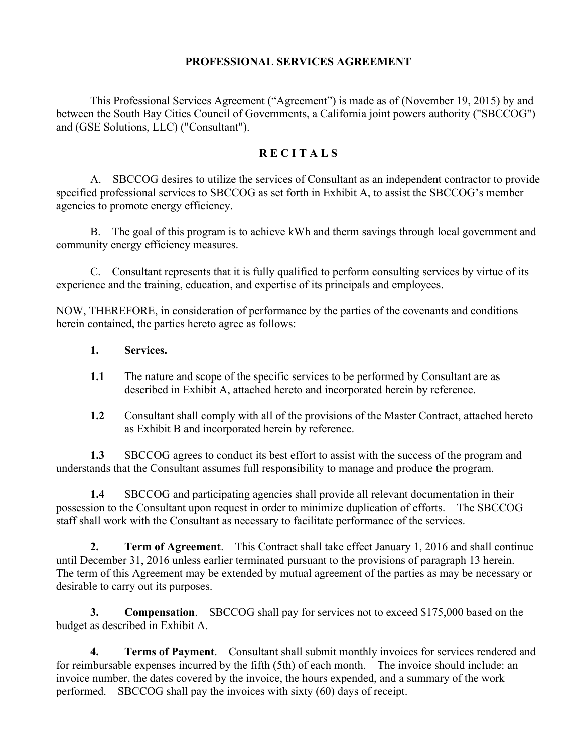# PROFESSIONAL SERVICES AGREEMENT

This Professional Services Agreement ("Agreement") is made as of (November 19, 2015) by and between the South Bay Cities Council of Governments, a California joint powers authority ("SBCCOG") and (GSE Solutions, LLC) ("Consultant").

## R E C I T A L S

A. SBCCOG desires to utilize the services of Consultant as an independent contractor to provide specified professional services to SBCCOG as set forth in Exhibit A, to assist the SBCCOG's member agencies to promote energy efficiency.

B. The goal of this program is to achieve kWh and therm savings through local government and community energy efficiency measures.

C. Consultant represents that it is fully qualified to perform consulting services by virtue of its experience and the training, education, and expertise of its principals and employees.

NOW, THEREFORE, in consideration of performance by the parties of the covenants and conditions herein contained, the parties hereto agree as follows:

**1. Services.**

**1.1** The nature and scope of the specific services to be performed by Consultant are as described in Exhibit A, attached hereto and incorporated herein by reference.

**1.2** Consultant shall comply with all of the provisions of the Master Contract, attached hereto as Exhibit B and incorporated herein by reference.

**1.3** SBCCOG agrees to conduct its best effort to assist with the success of the program and understands that the Consultant assumes full responsibility to manage and produce the program.

**1.4** SBCCOG and participating agencies shall provide all relevant documentation in their possession to the Consultant upon request in order to minimize duplication of efforts. The SBCCOG staff shall work with the Consultant as necessary to facilitate performance of the services.

**2. Term of Agreement**. This Contract shall take effect January 1, 2016 and shall continue until December 31, 2016 unless earlier terminated pursuant to the provisions of paragraph 13 herein. The term of this Agreement may be extended by mutual agreement of the parties as may be necessary or desirable to carry out its purposes.

**3. Compensation**. SBCCOG shall pay for services not to exceed $175,000 based on the budget as described in Exhibit A.

**4. Terms of Payment**. Consultant shall submit monthly invoices for services rendered and for reimbursable expenses incurred by the fifth (5th) of each month. The invoice should include: an invoice number, the dates covered by the invoice, the hours expended, and a summary of the work performed. SBCCOG shall pay the invoices with sixty (60) days of receipt.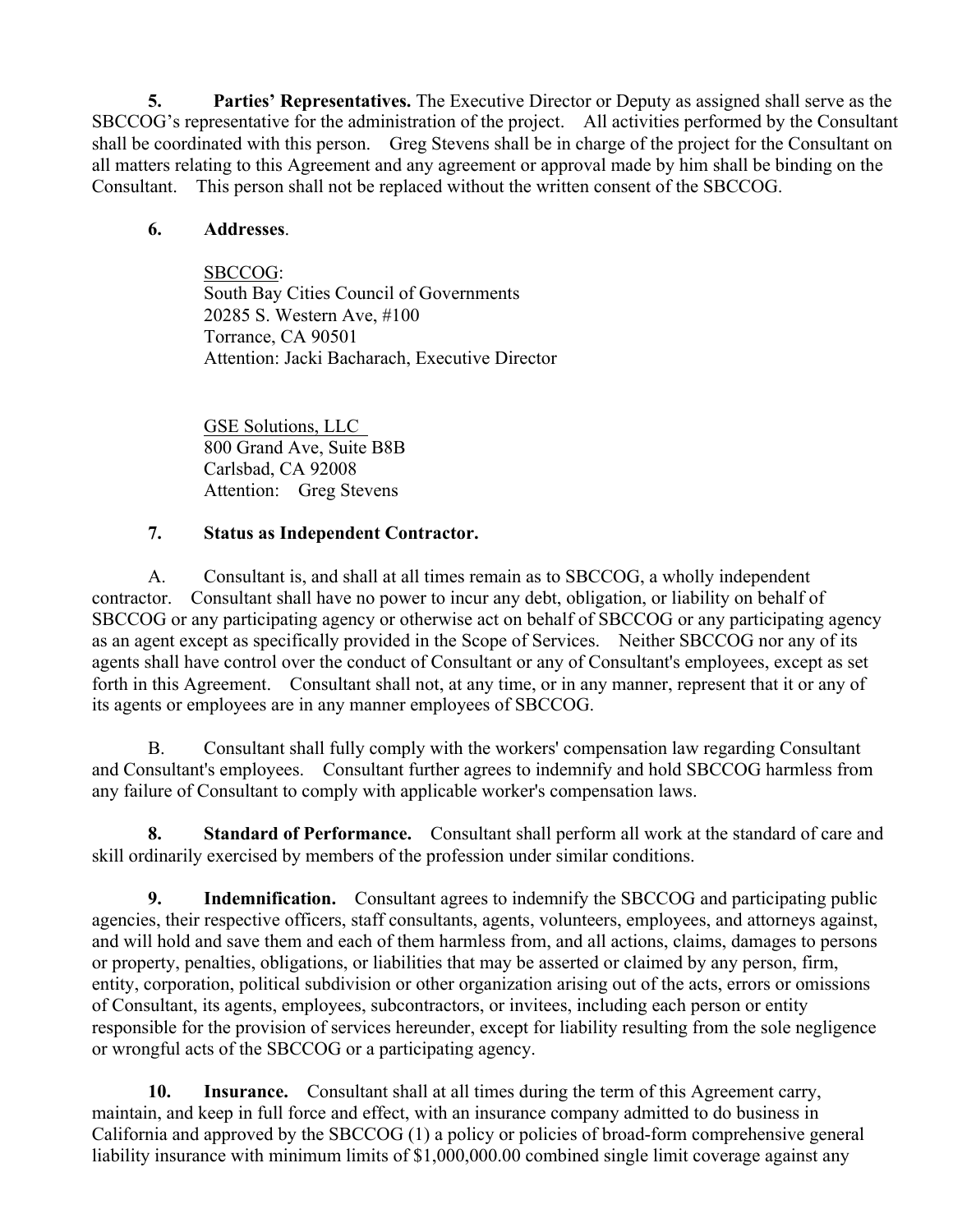**5. Parties' Representatives.** The Executive Director or Deputy as assigned shall serve as the SBCCOG's representative for the administration of the project. All activities performed by the Consultant shall be coordinated with this person. Greg Stevens shall be in charge of the project for the Consultant on all matters relating to this Agreement and any agreement or approval made by him shall be binding on the Consultant. This person shall not be replaced without the written consent of the SBCCOG.

**6. Addresses**.

SBCCOG:
South Bay Cities Council of Governments
20285 S. Western Ave, #100
Torrance, CA 90501
Attention: Jacki Bacharach, Executive Director

GSE Solutions, LLC
800 Grand Ave, Suite B8B
Carlsbad, CA 92008
Attention: Greg Stevens

**7. Status as Independent Contractor.**

A. Consultant is, and shall at all times remain as to SBCCOG, a wholly independent contractor. Consultant shall have no power to incur any debt, obligation, or liability on behalf of SBCCOG or any participating agency or otherwise act on behalf of SBCCOG or any participating agency as an agent except as specifically provided in the Scope of Services. Neither SBCCOG nor any of its agents shall have control over the conduct of Consultant or any of Consultant's employees, except as set forth in this Agreement. Consultant shall not, at any time, or in any manner, represent that it or any of its agents or employees are in any manner employees of SBCCOG.

B. Consultant shall fully comply with the workers' compensation law regarding Consultant and Consultant's employees. Consultant further agrees to indemnify and hold SBCCOG harmless from any failure of Consultant to comply with applicable worker's compensation laws.

**8. Standard of Performance.** Consultant shall perform all work at the standard of care and skill ordinarily exercised by members of the profession under similar conditions.

**9. Indemnification.** Consultant agrees to indemnify the SBCCOG and participating public agencies, their respective officers, staff consultants, agents, volunteers, employees, and attorneys against, and will hold and save them and each of them harmless from, and all actions, claims, damages to persons or property, penalties, obligations, or liabilities that may be asserted or claimed by any person, firm, entity, corporation, political subdivision or other organization arising out of the acts, errors or omissions of Consultant, its agents, employees, subcontractors, or invitees, including each person or entity responsible for the provision of services hereunder, except for liability resulting from the sole negligence or wrongful acts of the SBCCOG or a participating agency.

**10. Insurance.** Consultant shall at all times during the term of this Agreement carry, maintain, and keep in full force and effect, with an insurance company admitted to do business in California and approved by the SBCCOG (1) a policy or policies of broad-form comprehensive general liability insurance with minimum limits of $1,000,000.00 combined single limit coverage against any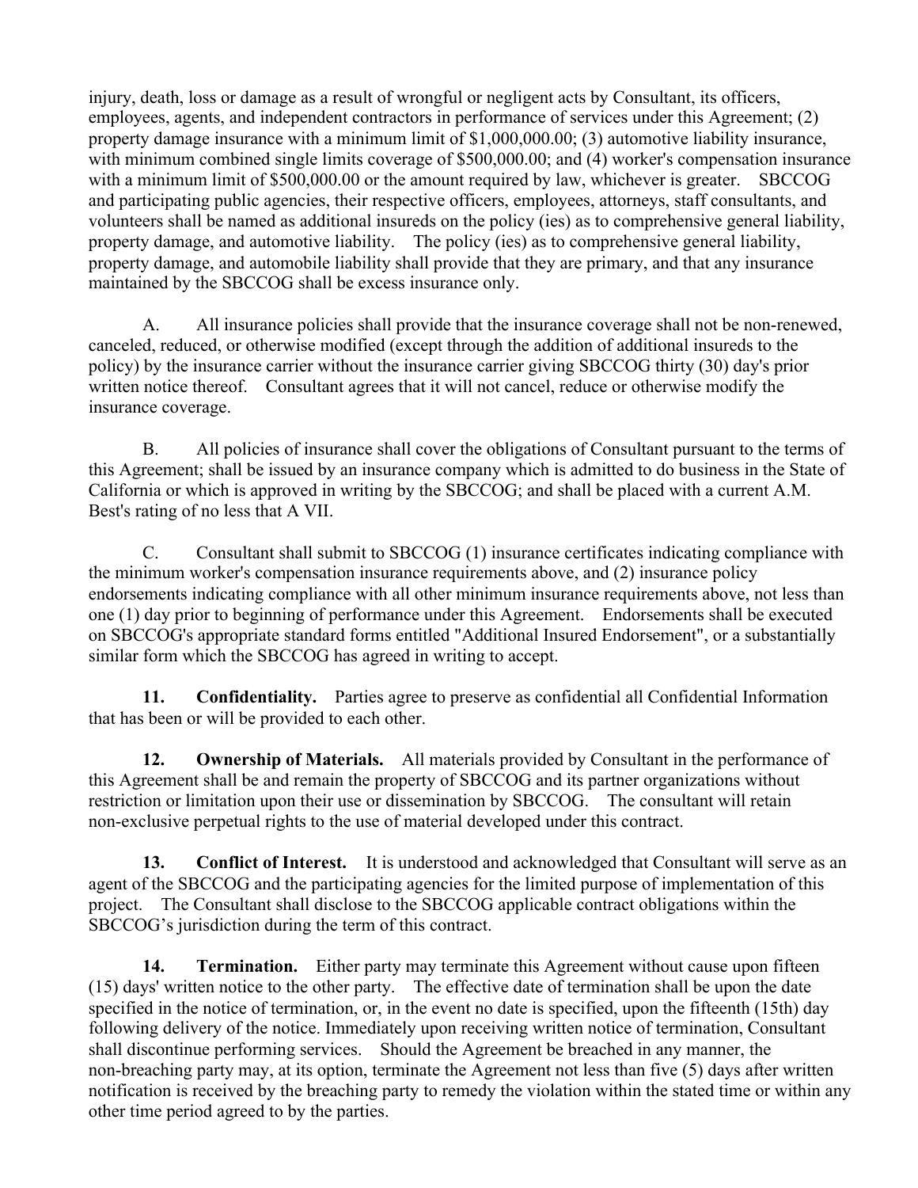injury, death, loss or damage as a result of wrongful or negligent acts by Consultant, its officers, employees, agents, and independent contractors in performance of services under this Agreement; (2) property damage insurance with a minimum limit of $1,000,000.00; (3) automotive liability insurance, with minimum combined single limits coverage of $500,000.00; and (4) worker's compensation insurance with a minimum limit of $500,000.00 or the amount required by law, whichever is greater. SBCCOG and participating public agencies, their respective officers, employees, attorneys, staff consultants, and volunteers shall be named as additional insureds on the policy (ies) as to comprehensive general liability, property damage, and automotive liability. The policy (ies) as to comprehensive general liability, property damage, and automobile liability shall provide that they are primary, and that any insurance maintained by the SBCCOG shall be excess insurance only.

A. All insurance policies shall provide that the insurance coverage shall not be non-renewed, canceled, reduced, or otherwise modified (except through the addition of additional insureds to the policy) by the insurance carrier without the insurance carrier giving SBCCOG thirty (30) day's prior written notice thereof. Consultant agrees that it will not cancel, reduce or otherwise modify the insurance coverage.

B. All policies of insurance shall cover the obligations of Consultant pursuant to the terms of this Agreement; shall be issued by an insurance company which is admitted to do business in the State of California or which is approved in writing by the SBCCOG; and shall be placed with a current A.M. Best's rating of no less that A VII.

C. Consultant shall submit to SBCCOG (1) insurance certificates indicating compliance with the minimum worker's compensation insurance requirements above, and (2) insurance policy endorsements indicating compliance with all other minimum insurance requirements above, not less than one (1) day prior to beginning of performance under this Agreement. Endorsements shall be executed on SBCCOG's appropriate standard forms entitled "Additional Insured Endorsement", or a substantially similar form which the SBCCOG has agreed in writing to accept.

**11. Confidentiality.** Parties agree to preserve as confidential all Confidential Information that has been or will be provided to each other.

**12. Ownership of Materials.** All materials provided by Consultant in the performance of this Agreement shall be and remain the property of SBCCOG and its partner organizations without restriction or limitation upon their use or dissemination by SBCCOG. The consultant will retain non-exclusive perpetual rights to the use of material developed under this contract.

**13. Conflict of Interest.** It is understood and acknowledged that Consultant will serve as an agent of the SBCCOG and the participating agencies for the limited purpose of implementation of this project. The Consultant shall disclose to the SBCCOG applicable contract obligations within the SBCCOG's jurisdiction during the term of this contract.

**14. Termination.** Either party may terminate this Agreement without cause upon fifteen (15) days' written notice to the other party. The effective date of termination shall be upon the date specified in the notice of termination, or, in the event no date is specified, upon the fifteenth (15th) day following delivery of the notice. Immediately upon receiving written notice of termination, Consultant shall discontinue performing services. Should the Agreement be breached in any manner, the non-breaching party may, at its option, terminate the Agreement not less than five (5) days after written notification is received by the breaching party to remedy the violation within the stated time or within any other time period agreed to by the parties.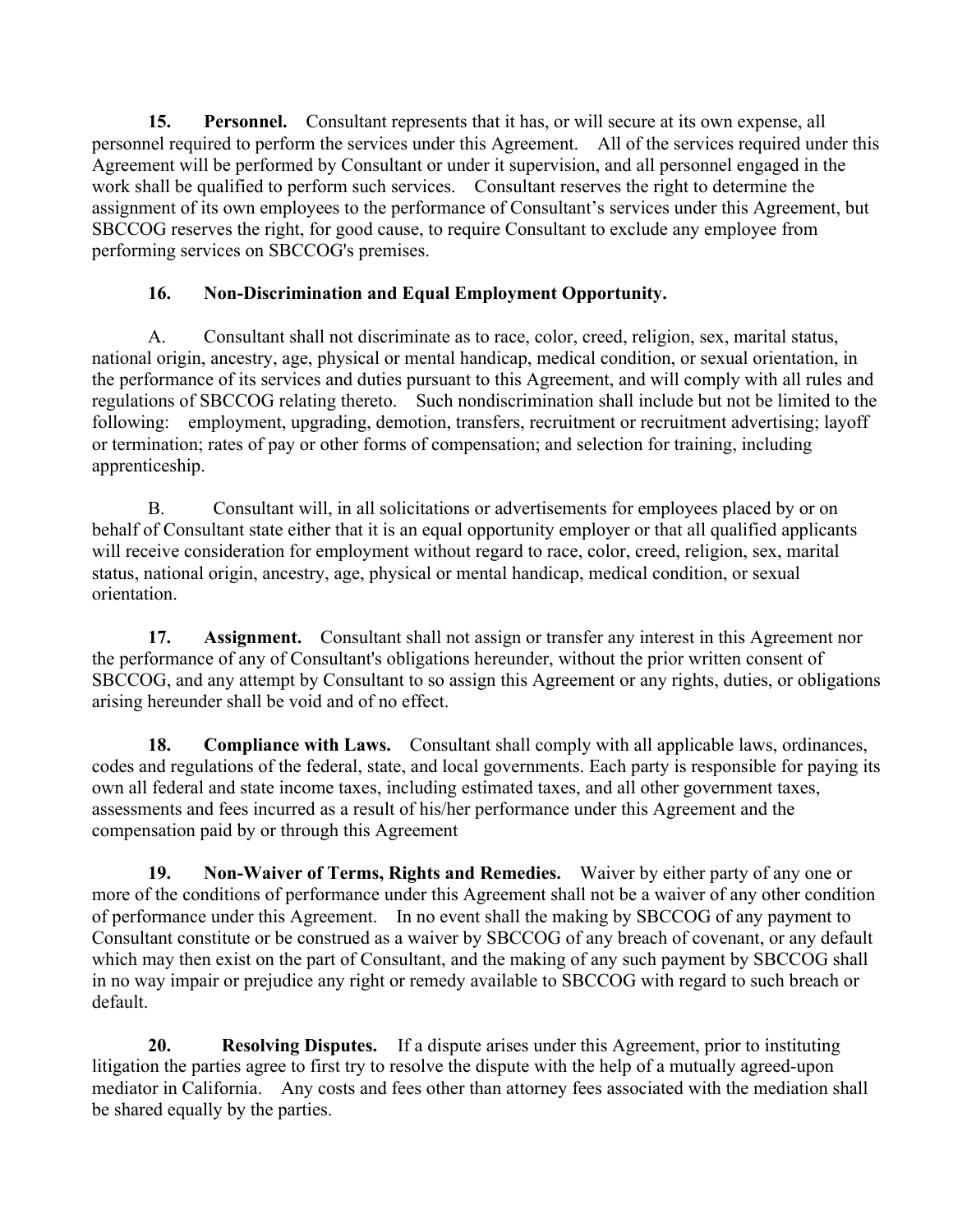**15. Personnel.** Consultant represents that it has, or will secure at its own expense, all personnel required to perform the services under this Agreement. All of the services required under this Agreement will be performed by Consultant or under it supervision, and all personnel engaged in the work shall be qualified to perform such services. Consultant reserves the right to determine the assignment of its own employees to the performance of Consultant's services under this Agreement, but SBCCOG reserves the right, for good cause, to require Consultant to exclude any employee from performing services on SBCCOG's premises.

**16. Non-Discrimination and Equal Employment Opportunity.**

A. Consultant shall not discriminate as to race, color, creed, religion, sex, marital status, national origin, ancestry, age, physical or mental handicap, medical condition, or sexual orientation, in the performance of its services and duties pursuant to this Agreement, and will comply with all rules and regulations of SBCCOG relating thereto. Such nondiscrimination shall include but not be limited to the following: employment, upgrading, demotion, transfers, recruitment or recruitment advertising; layoff or termination; rates of pay or other forms of compensation; and selection for training, including apprenticeship.

B. Consultant will, in all solicitations or advertisements for employees placed by or on behalf of Consultant state either that it is an equal opportunity employer or that all qualified applicants will receive consideration for employment without regard to race, color, creed, religion, sex, marital status, national origin, ancestry, age, physical or mental handicap, medical condition, or sexual orientation.

**17. Assignment.** Consultant shall not assign or transfer any interest in this Agreement nor the performance of any of Consultant's obligations hereunder, without the prior written consent of SBCCOG, and any attempt by Consultant to so assign this Agreement or any rights, duties, or obligations arising hereunder shall be void and of no effect.

**18. Compliance with Laws.** Consultant shall comply with all applicable laws, ordinances, codes and regulations of the federal, state, and local governments. Each party is responsible for paying its own all federal and state income taxes, including estimated taxes, and all other government taxes, assessments and fees incurred as a result of his/her performance under this Agreement and the compensation paid by or through this Agreement

**19. Non-Waiver of Terms, Rights and Remedies.** Waiver by either party of any one or more of the conditions of performance under this Agreement shall not be a waiver of any other condition of performance under this Agreement. In no event shall the making by SBCCOG of any payment to Consultant constitute or be construed as a waiver by SBCCOG of any breach of covenant, or any default which may then exist on the part of Consultant, and the making of any such payment by SBCCOG shall in no way impair or prejudice any right or remedy available to SBCCOG with regard to such breach or default.

**20. Resolving Disputes.** If a dispute arises under this Agreement, prior to instituting litigation the parties agree to first try to resolve the dispute with the help of a mutually agreed-upon mediator in California. Any costs and fees other than attorney fees associated with the mediation shall be shared equally by the parties.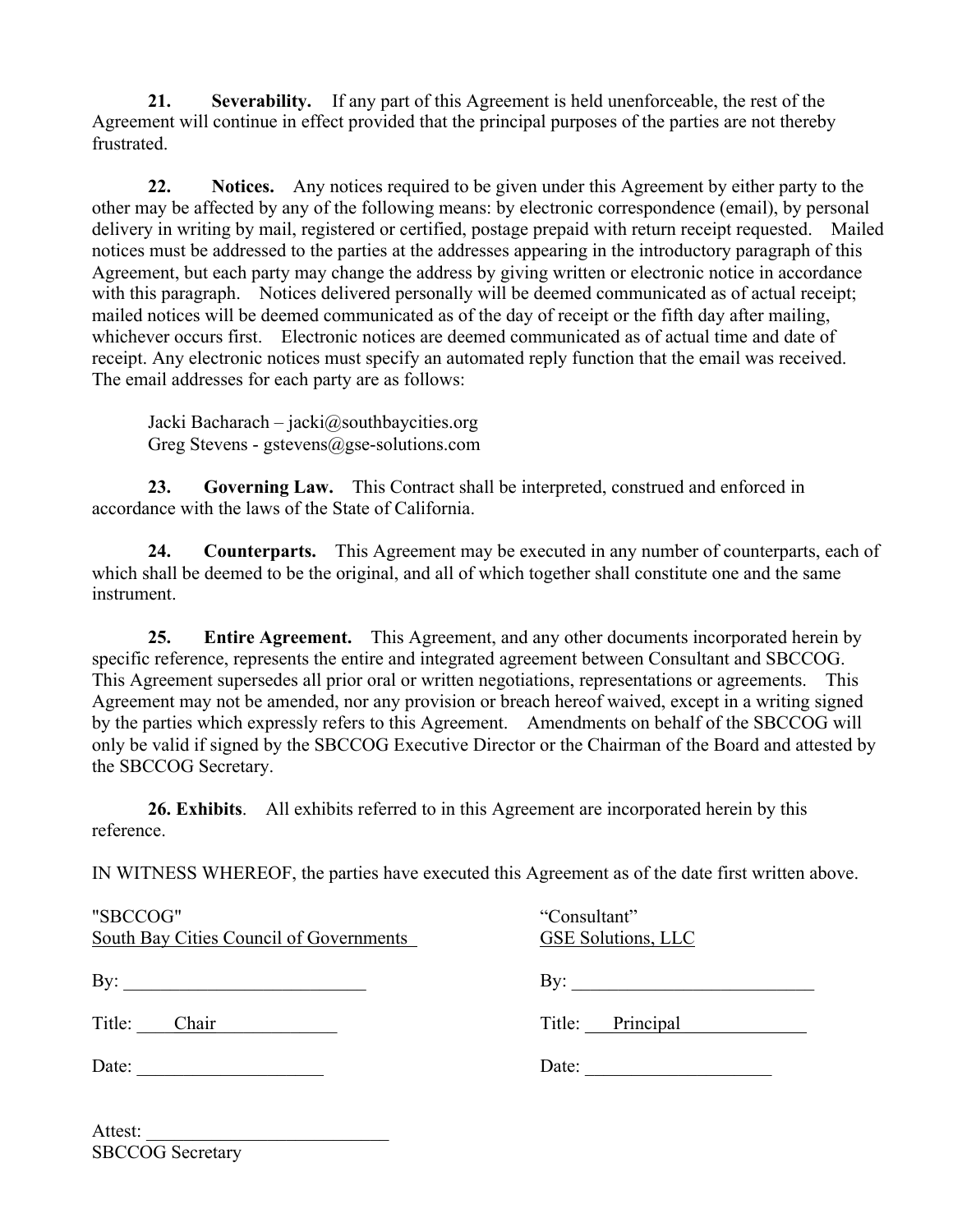**21. Severability.** If any part of this Agreement is held unenforceable, the rest of the Agreement will continue in effect provided that the principal purposes of the parties are not thereby frustrated.

**22. Notices.** Any notices required to be given under this Agreement by either party to the other may be affected by any of the following means: by electronic correspondence (email), by personal delivery in writing by mail, registered or certified, postage prepaid with return receipt requested. Mailed notices must be addressed to the parties at the addresses appearing in the introductory paragraph of this Agreement, but each party may change the address by giving written or electronic notice in accordance with this paragraph. Notices delivered personally will be deemed communicated as of actual receipt; mailed notices will be deemed communicated as of the day of receipt or the fifth day after mailing, whichever occurs first. Electronic notices are deemed communicated as of actual time and date of receipt. Any electronic notices must specify an automated reply function that the email was received. The email addresses for each party are as follows:

Jacki Bacharach – jacki@southbaycities.org
Greg Stevens - gstevens@gse-solutions.com

**23. Governing Law.** This Contract shall be interpreted, construed and enforced in accordance with the laws of the State of California.

**24. Counterparts.** This Agreement may be executed in any number of counterparts, each of which shall be deemed to be the original, and all of which together shall constitute one and the same instrument.

**25. Entire Agreement.** This Agreement, and any other documents incorporated herein by specific reference, represents the entire and integrated agreement between Consultant and SBCCOG. This Agreement supersedes all prior oral or written negotiations, representations or agreements. This Agreement may not be amended, nor any provision or breach hereof waived, except in a writing signed by the parties which expressly refers to this Agreement. Amendments on behalf of the SBCCOG will only be valid if signed by the SBCCOG Executive Director or the Chairman of the Board and attested by the SBCCOG Secretary.

**26. Exhibits**. All exhibits referred to in this Agreement are incorporated herein by this reference.

IN WITNESS WHEREOF, the parties have executed this Agreement as of the date first written above.

"SBCCOG"
South Bay Cities Council of Governments

By: ___________________________

Title: Chair

Date: ____________________

"Consultant"
GSE Solutions, LLC

By: ___________________________

Title: Principal

Date: ____________________

Attest: ___________________________
SBCCOG Secretary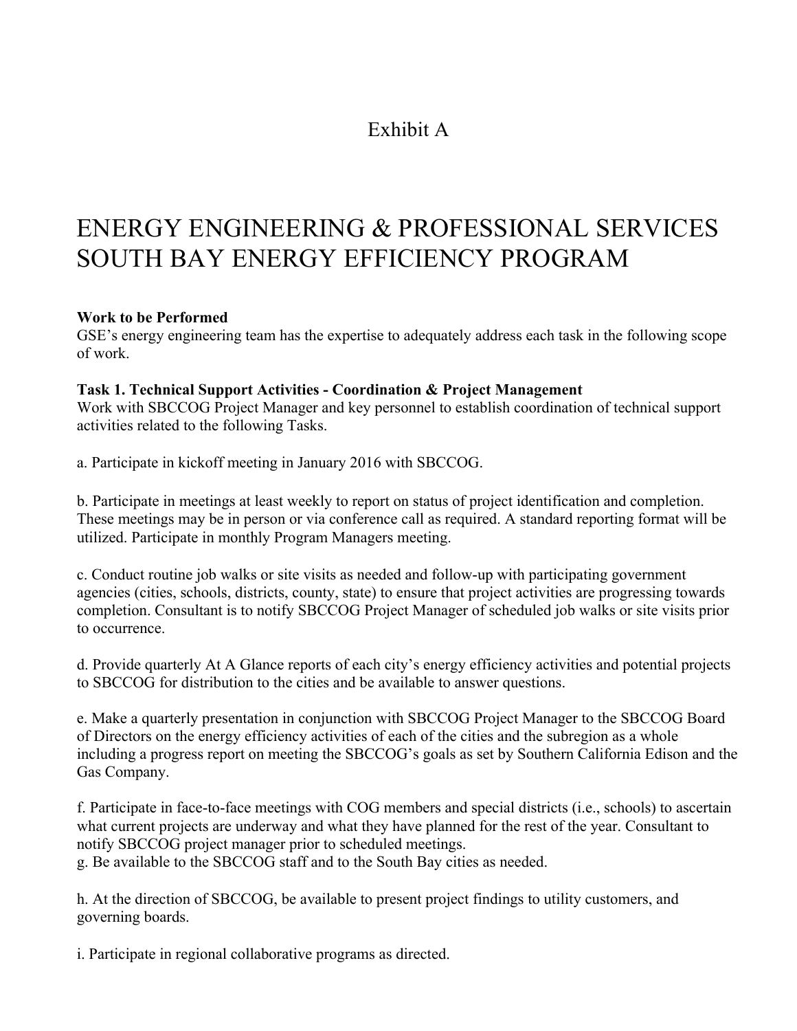# Exhibit A

# ENERGY ENGINEERING & PROFESSIONAL SERVICES SOUTH BAY ENERGY EFFICIENCY PROGRAM

**Work to be Performed**

GSE's energy engineering team has the expertise to adequately address each task in the following scope of work.

**Task 1. Technical Support Activities - Coordination & Project Management**

Work with SBCCOG Project Manager and key personnel to establish coordination of technical support activities related to the following Tasks.

a. Participate in kickoff meeting in January 2016 with SBCCOG.

b. Participate in meetings at least weekly to report on status of project identification and completion. These meetings may be in person or via conference call as required. A standard reporting format will be utilized. Participate in monthly Program Managers meeting.

c. Conduct routine job walks or site visits as needed and follow-up with participating government agencies (cities, schools, districts, county, state) to ensure that project activities are progressing towards completion. Consultant is to notify SBCCOG Project Manager of scheduled job walks or site visits prior to occurrence.

d. Provide quarterly At A Glance reports of each city's energy efficiency activities and potential projects to SBCCOG for distribution to the cities and be available to answer questions.

e. Make a quarterly presentation in conjunction with SBCCOG Project Manager to the SBCCOG Board of Directors on the energy efficiency activities of each of the cities and the subregion as a whole including a progress report on meeting the SBCCOG's goals as set by Southern California Edison and the Gas Company.

f. Participate in face-to-face meetings with COG members and special districts (i.e., schools) to ascertain what current projects are underway and what they have planned for the rest of the year. Consultant to notify SBCCOG project manager prior to scheduled meetings.
g. Be available to the SBCCOG staff and to the South Bay cities as needed.

h. At the direction of SBCCOG, be available to present project findings to utility customers, and governing boards.

i. Participate in regional collaborative programs as directed.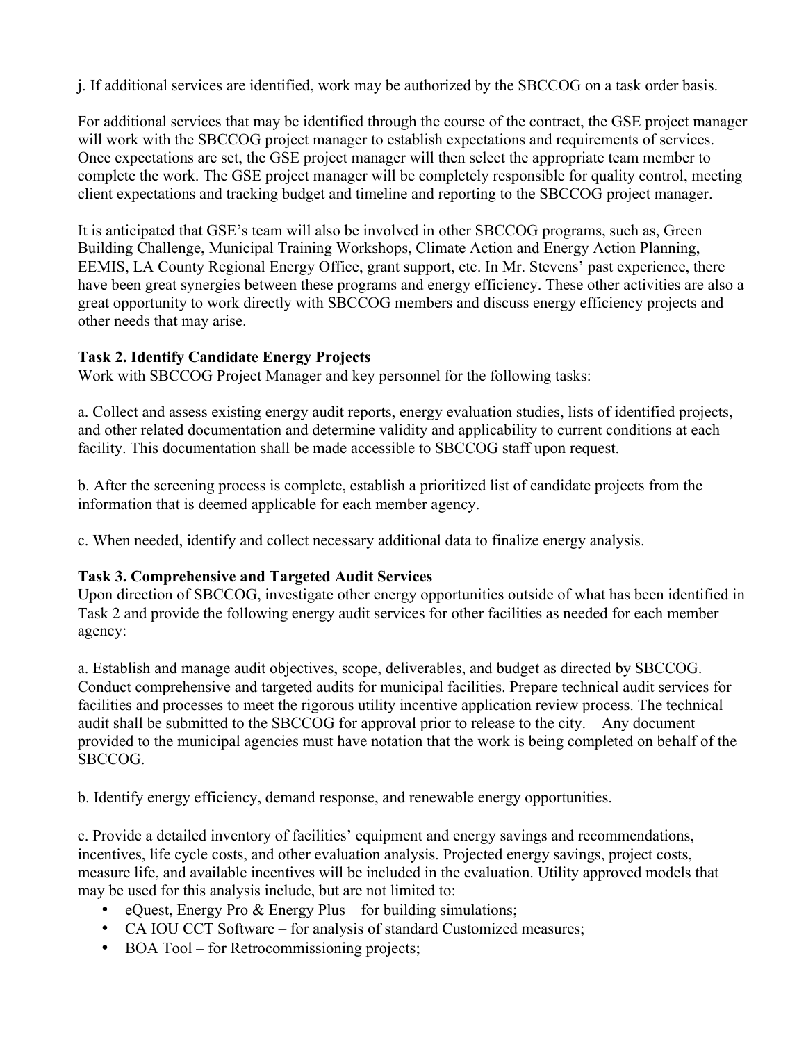j. If additional services are identified, work may be authorized by the SBCCOG on a task order basis.

For additional services that may be identified through the course of the contract, the GSE project manager will work with the SBCCOG project manager to establish expectations and requirements of services. Once expectations are set, the GSE project manager will then select the appropriate team member to complete the work. The GSE project manager will be completely responsible for quality control, meeting client expectations and tracking budget and timeline and reporting to the SBCCOG project manager.

It is anticipated that GSE's team will also be involved in other SBCCOG programs, such as, Green Building Challenge, Municipal Training Workshops, Climate Action and Energy Action Planning, EEMIS, LA County Regional Energy Office, grant support, etc. In Mr. Stevens' past experience, there have been great synergies between these programs and energy efficiency. These other activities are also a great opportunity to work directly with SBCCOG members and discuss energy efficiency projects and other needs that may arise.

**Task 2. Identify Candidate Energy Projects**

Work with SBCCOG Project Manager and key personnel for the following tasks:

a. Collect and assess existing energy audit reports, energy evaluation studies, lists of identified projects, and other related documentation and determine validity and applicability to current conditions at each facility. This documentation shall be made accessible to SBCCOG staff upon request.

b. After the screening process is complete, establish a prioritized list of candidate projects from the information that is deemed applicable for each member agency.

c. When needed, identify and collect necessary additional data to finalize energy analysis.

**Task 3. Comprehensive and Targeted Audit Services**

Upon direction of SBCCOG, investigate other energy opportunities outside of what has been identified in Task 2 and provide the following energy audit services for other facilities as needed for each member agency:

a. Establish and manage audit objectives, scope, deliverables, and budget as directed by SBCCOG. Conduct comprehensive and targeted audits for municipal facilities. Prepare technical audit services for facilities and processes to meet the rigorous utility incentive application review process. The technical audit shall be submitted to the SBCCOG for approval prior to release to the city. Any document provided to the municipal agencies must have notation that the work is being completed on behalf of the SBCCOG.

b. Identify energy efficiency, demand response, and renewable energy opportunities.

c. Provide a detailed inventory of facilities' equipment and energy savings and recommendations, incentives, life cycle costs, and other evaluation analysis. Projected energy savings, project costs, measure life, and available incentives will be included in the evaluation. Utility approved models that may be used for this analysis include, but are not limited to:

- eQuest, Energy Pro & Energy Plus – for building simulations;
- CA IOU CCT Software – for analysis of standard Customized measures;
- BOA Tool – for Retrocommissioning projects;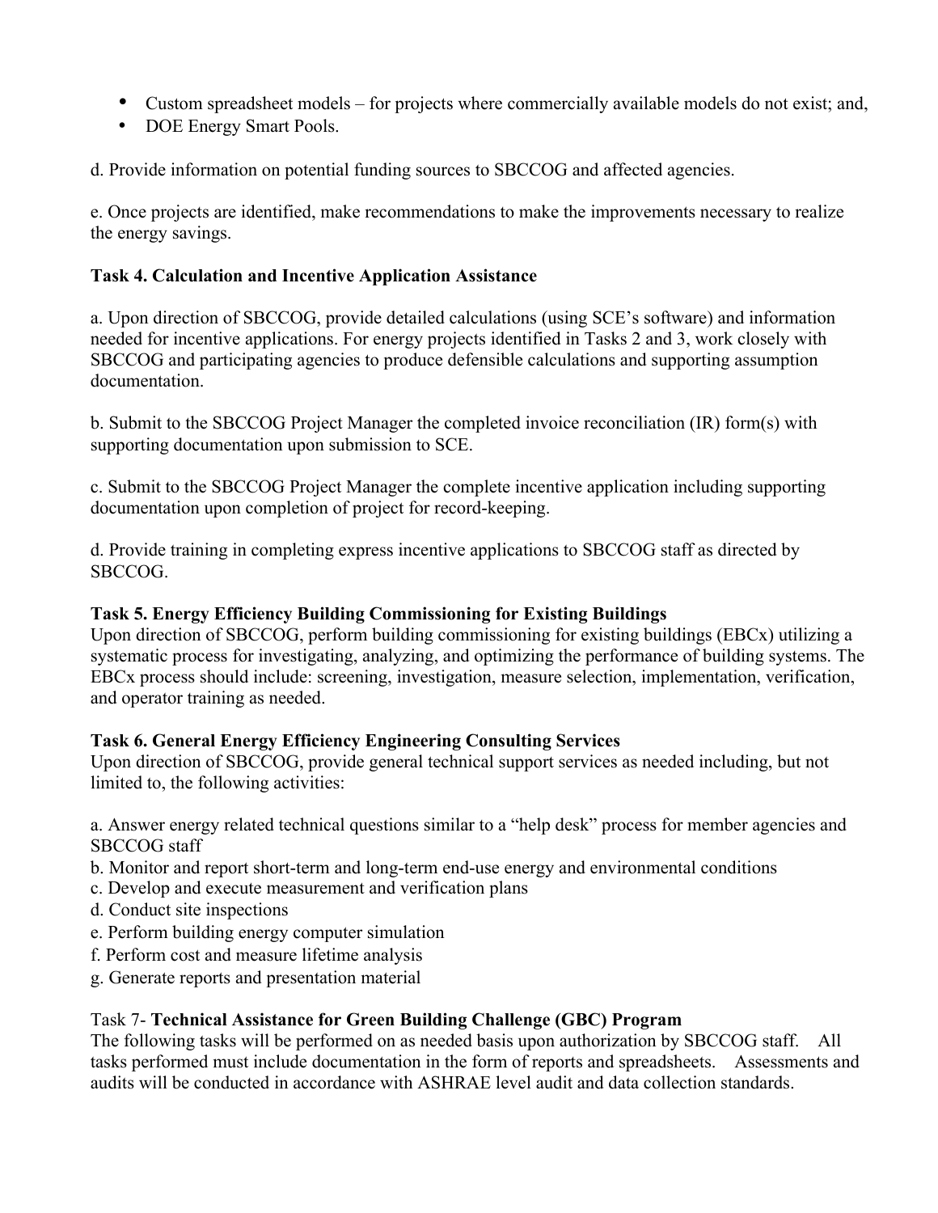- Custom spreadsheet models – for projects where commercially available models do not exist; and,
- DOE Energy Smart Pools.

d. Provide information on potential funding sources to SBCCOG and affected agencies.

e. Once projects are identified, make recommendations to make the improvements necessary to realize the energy savings.

**Task 4. Calculation and Incentive Application Assistance**

a. Upon direction of SBCCOG, provide detailed calculations (using SCE's software) and information needed for incentive applications. For energy projects identified in Tasks 2 and 3, work closely with SBCCOG and participating agencies to produce defensible calculations and supporting assumption documentation.

b. Submit to the SBCCOG Project Manager the completed invoice reconciliation (IR) form(s) with supporting documentation upon submission to SCE.

c. Submit to the SBCCOG Project Manager the complete incentive application including supporting documentation upon completion of project for record-keeping.

d. Provide training in completing express incentive applications to SBCCOG staff as directed by SBCCOG.

**Task 5. Energy Efficiency Building Commissioning for Existing Buildings**

Upon direction of SBCCOG, perform building commissioning for existing buildings (EBCx) utilizing a systematic process for investigating, analyzing, and optimizing the performance of building systems. The EBCx process should include: screening, investigation, measure selection, implementation, verification, and operator training as needed.

**Task 6. General Energy Efficiency Engineering Consulting Services**

Upon direction of SBCCOG, provide general technical support services as needed including, but not limited to, the following activities:

a. Answer energy related technical questions similar to a "help desk" process for member agencies and SBCCOG staff
b. Monitor and report short-term and long-term end-use energy and environmental conditions
c. Develop and execute measurement and verification plans
d. Conduct site inspections
e. Perform building energy computer simulation
f. Perform cost and measure lifetime analysis
g. Generate reports and presentation material

Task 7- **Technical Assistance for Green Building Challenge (GBC) Program**

The following tasks will be performed on as needed basis upon authorization by SBCCOG staff. All tasks performed must include documentation in the form of reports and spreadsheets. Assessments and audits will be conducted in accordance with ASHRAE level audit and data collection standards.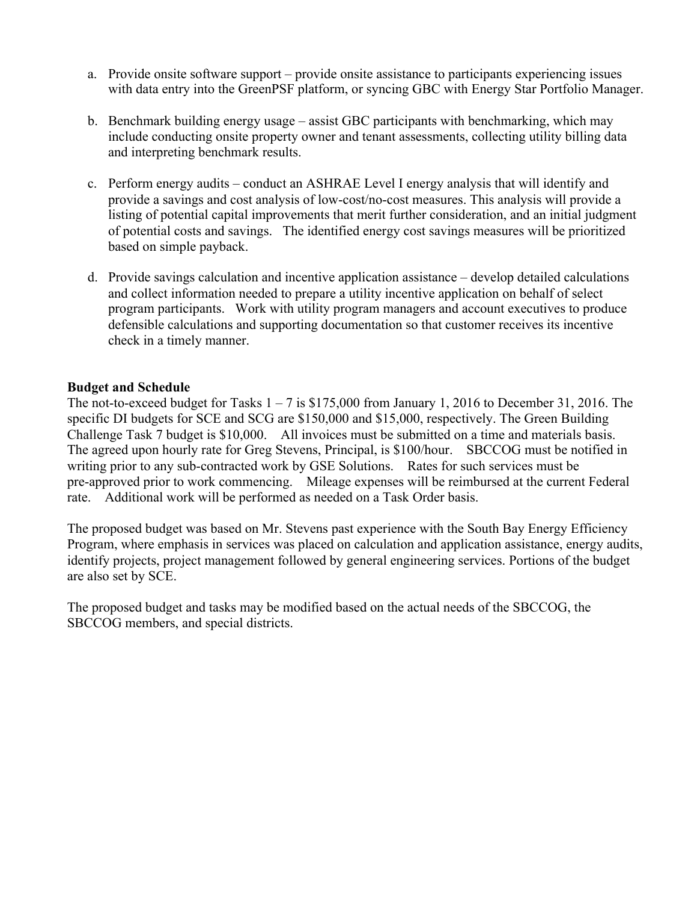a. Provide onsite software support – provide onsite assistance to participants experiencing issues with data entry into the GreenPSF platform, or syncing GBC with Energy Star Portfolio Manager.

b. Benchmark building energy usage – assist GBC participants with benchmarking, which may include conducting onsite property owner and tenant assessments, collecting utility billing data and interpreting benchmark results.

c. Perform energy audits – conduct an ASHRAE Level I energy analysis that will identify and provide a savings and cost analysis of low-cost/no-cost measures. This analysis will provide a listing of potential capital improvements that merit further consideration, and an initial judgment of potential costs and savings. The identified energy cost savings measures will be prioritized based on simple payback.

d. Provide savings calculation and incentive application assistance – develop detailed calculations and collect information needed to prepare a utility incentive application on behalf of select program participants. Work with utility program managers and account executives to produce defensible calculations and supporting documentation so that customer receives its incentive check in a timely manner.

**Budget and Schedule**

The not-to-exceed budget for Tasks 1 – 7 is $175,000 from January 1, 2016 to December 31, 2016. The specific DI budgets for SCE and SCG are $150,000 and $15,000, respectively. The Green Building Challenge Task 7 budget is $10,000. All invoices must be submitted on a time and materials basis. The agreed upon hourly rate for Greg Stevens, Principal, is $100/hour. SBCCOG must be notified in writing prior to any sub-contracted work by GSE Solutions. Rates for such services must be pre-approved prior to work commencing. Mileage expenses will be reimbursed at the current Federal rate. Additional work will be performed as needed on a Task Order basis.

The proposed budget was based on Mr. Stevens past experience with the South Bay Energy Efficiency Program, where emphasis in services was placed on calculation and application assistance, energy audits, identify projects, project management followed by general engineering services. Portions of the budget are also set by SCE.

The proposed budget and tasks may be modified based on the actual needs of the SBCCOG, the SBCCOG members, and special districts.